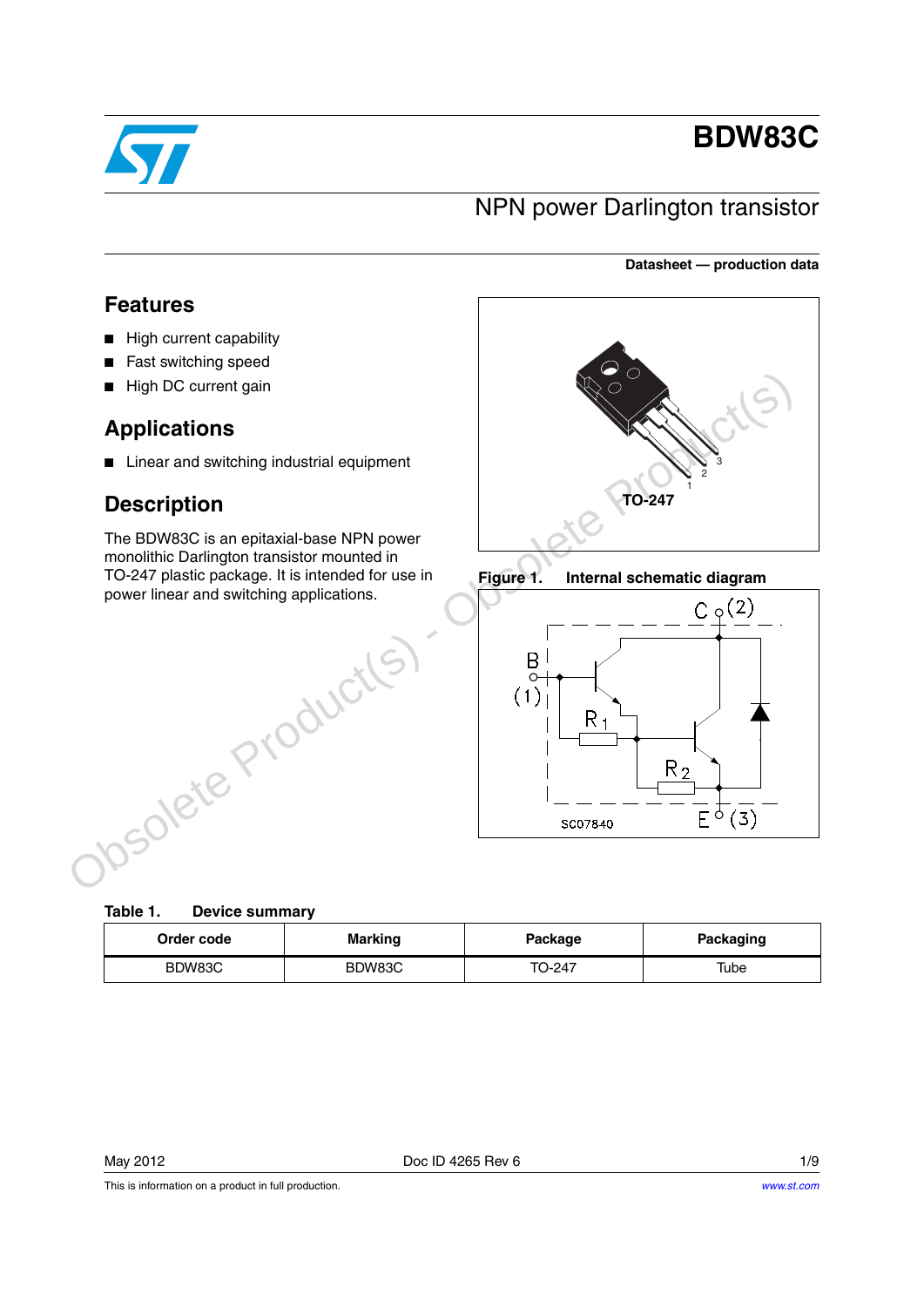# BDW83C

## NPN power Darlington transistor

**Datasheet — production data**

## Features

- High current capability
- Fast switching speed
- High DC current gain

## Applications

- Linear and switching industrial equipment

## Description

The BDW83C is an epitaxial-base NPN power monolithic Darlington transistor mounted in TO-247 plastic package. It is intended for use in power linear and switching applications.

TO-247

**Figure 1. Internal schematic diagram**

**Table 1. Device summary**

| Order code | Marking | Package | Packaging |
|---|---|---|---|
| BDW83C | BDW83C | TO-247 | Tube |

May 2012 Doc ID 4265 Rev 6

This is information on a product in full production.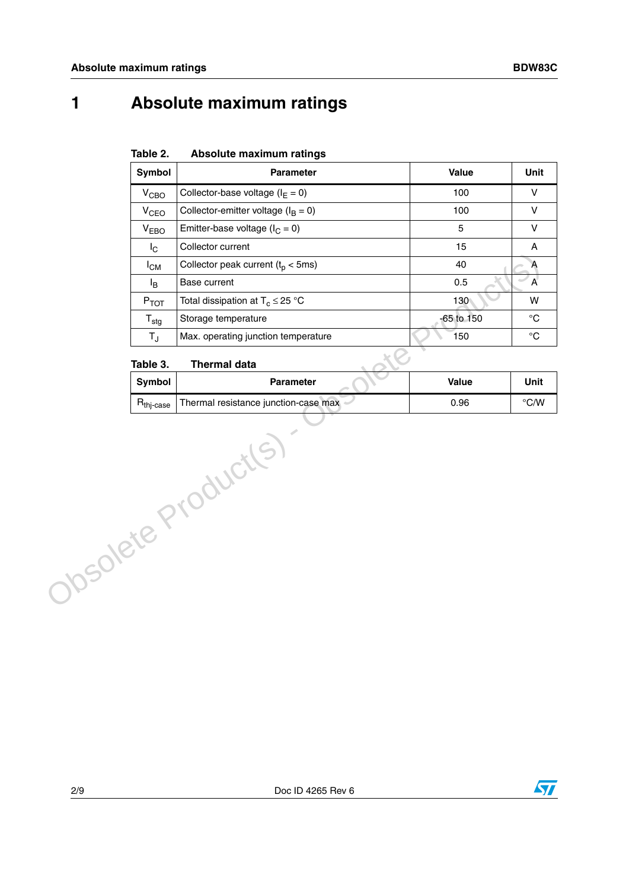# 1 Absolute maximum ratings

Table 2. Absolute maximum ratings

| Symbol | Parameter | Value | Unit |
|---|---|---|---|
| $V_{CBO}$ | Collector-base voltage ($I_E = 0$) | 100 | V |
| $V_{CEO}$ | Collector-emitter voltage ($I_B = 0$) | 100 | V |
| $V_{EBO}$ | Emitter-base voltage ($I_C = 0$) | 5 | V |
| $I_C$ | Collector current | 15 | A |
| $I_{CM}$ | Collector peak current ($t_p < 5ms$) | 40 | A |
| $I_B$ | Base current | 0.5 | A |
| $P_{TOT}$ | Total dissipation at $T_c \leq 25$ °C | 130 | W |
| $T_{stg}$ | Storage temperature | -65 to 150 | °C |
| $T_J$ | Max. operating junction temperature | 150 | °C |

Table 3. Thermal data

| Symbol | Parameter | Value | Unit |
|---|---|---|---|
| $R_{thj-case}$ | Thermal resistance junction-case max | 0.96 | °C/W |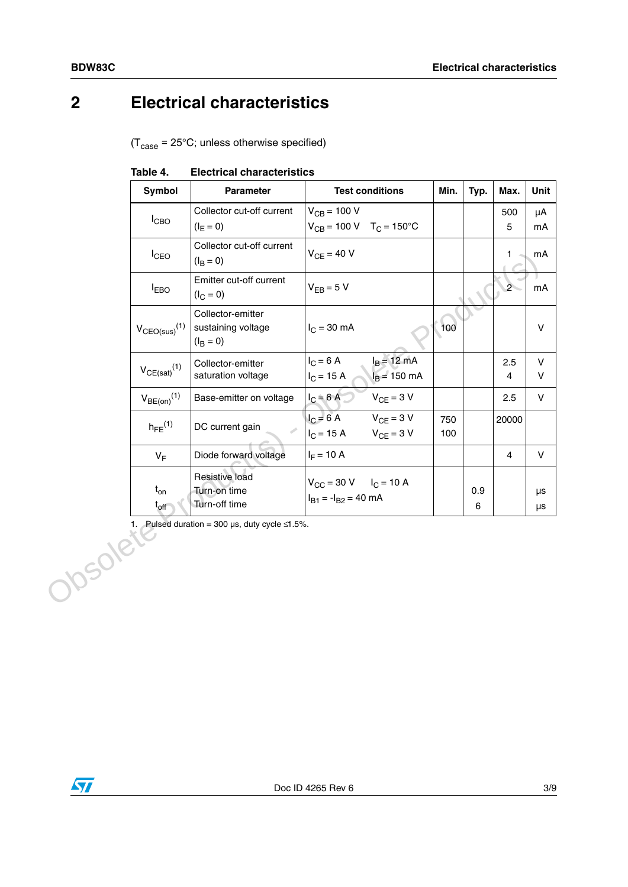# 2 Electrical characteristics

($T_{case}$ = 25°C; unless otherwise specified)

**Table 4. Electrical characteristics**

| Symbol | Parameter | Test conditions | Min. | Typ. | Max. | Unit |
|---|---|---|---|---|---|---|
| $I_{CBO}$ | Collector cut-off current ($I_E = 0$) | $V_{CB}$ = 100 V<br>$V_{CB}$ = 100 V $T_C$ = 150°C | | | 500<br>5 | µA<br>mA |
| $I_{CEO}$ | Collector cut-off current ($I_B = 0$) | $V_{CE}$ = 40 V | | | 1 | mA |
| $I_{EBO}$ | Emitter cut-off current ($I_C = 0$) | $V_{EB}$ = 5 V | | | 2 | mA |
| $V_{CEO(sus)}$(1) | Collector-emitter sustaining voltage ($I_B = 0$) | $I_C$ = 30 mA | 100 | | | V |
| $V_{CE(sat)}$(1) | Collector-emitter saturation voltage | $I_C$ = 6 A $I_B$ = 12 mA<br>$I_C$ = 15 A $I_B$ = 150 mA | | | 2.5<br>4 | V<br>V |
| $V_{BE(on)}$(1) | Base-emitter on voltage | $I_C$ = 6 A $V_{CE}$ = 3 V | | | 2.5 | V |
| $h_{FE}$(1) | DC current gain | $I_C$ = 6 A $V_{CE}$ = 3 V<br>$I_C$ = 15 A $V_{CE}$ = 3 V | 750<br>100 | | 20000 | |
| $V_F$ | Diode forward voltage | $I_F$ = 10 A | | | 4 | V |
| $t_{on}$<br>$t_{off}$ | Resistive load<br>Turn-on time<br>Turn-off time | $V_{CC}$ = 30 V $I_C$ = 10 A<br>$I_{B1} = -I_{B2}$ = 40 mA | | 0.9<br>6 | | µs<br>µs |

1. Pulsed duration = 300 µs, duty cycle ≤1.5%.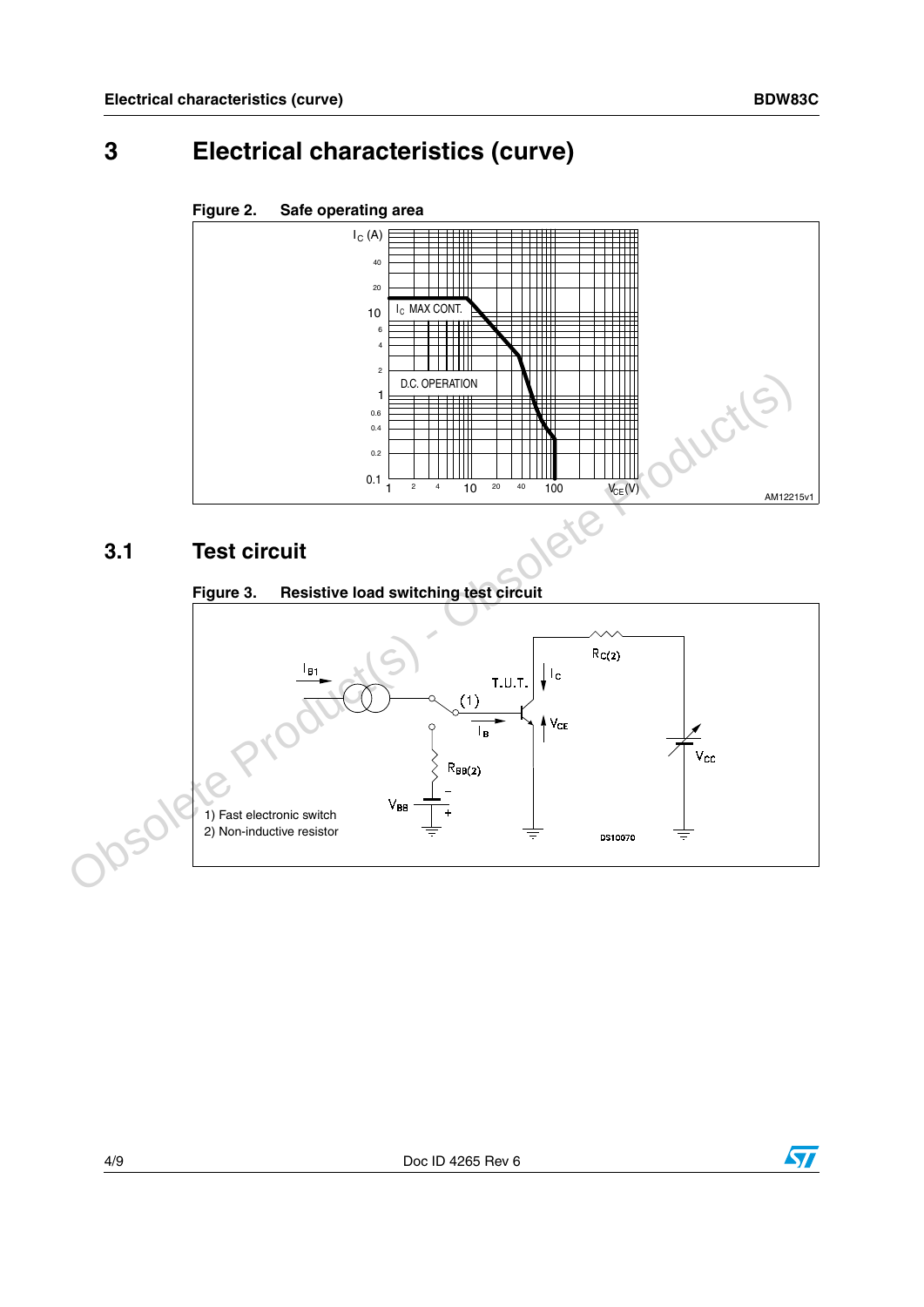# 3 Electrical characteristics (curve)

**Figure 2. Safe operating area**

## 3.1 Test circuit

**Figure 3. Resistive load switching test circuit**

1) Fast electronic switch
2) Non-inductive resistor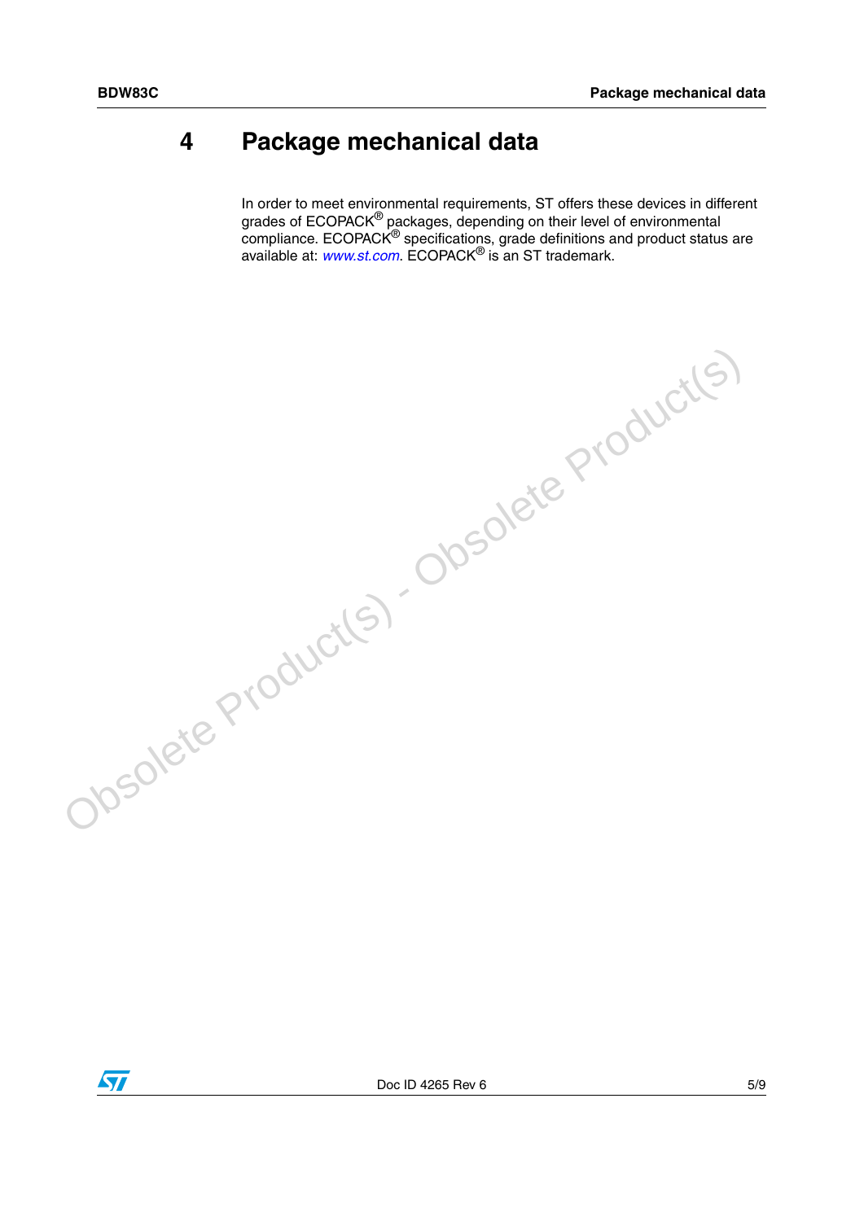# 4 Package mechanical data

In order to meet environmental requirements, ST offers these devices in different grades of ECOPACK® packages, depending on their level of environmental compliance. ECOPACK® specifications, grade definitions and product status are available at: *www.st.com*. ECOPACK® is an ST trademark.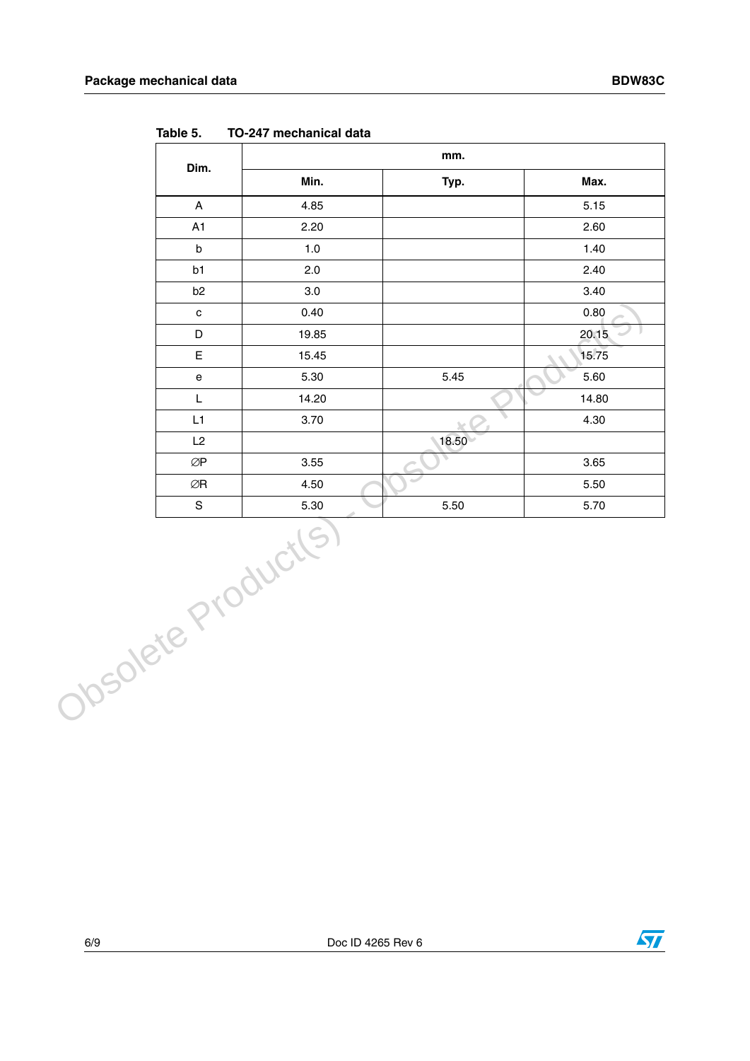**Table 5. TO-247 mechanical data**

| Dim. | mm. | | |
|---|---|---|---|
| | Min. | Typ. | Max. |
| A | 4.85 | | 5.15 |
| A1 | 2.20 | | 2.60 |
| b | 1.0 | | 1.40 |
| b1 | 2.0 | | 2.40 |
| b2 | 3.0 | | 3.40 |
| c | 0.40 | | 0.80 |
| D | 19.85 | | 20.15 |
| E | 15.45 | | 15.75 |
| e | 5.30 | 5.45 | 5.60 |
| L | 14.20 | | 14.80 |
| L1 | 3.70 | | 4.30 |
| L2 | | 18.50 | |
| ∅P | 3.55 | | 3.65 |
| ∅R | 4.50 | | 5.50 |
| S | 5.30 | 5.50 | 5.70 |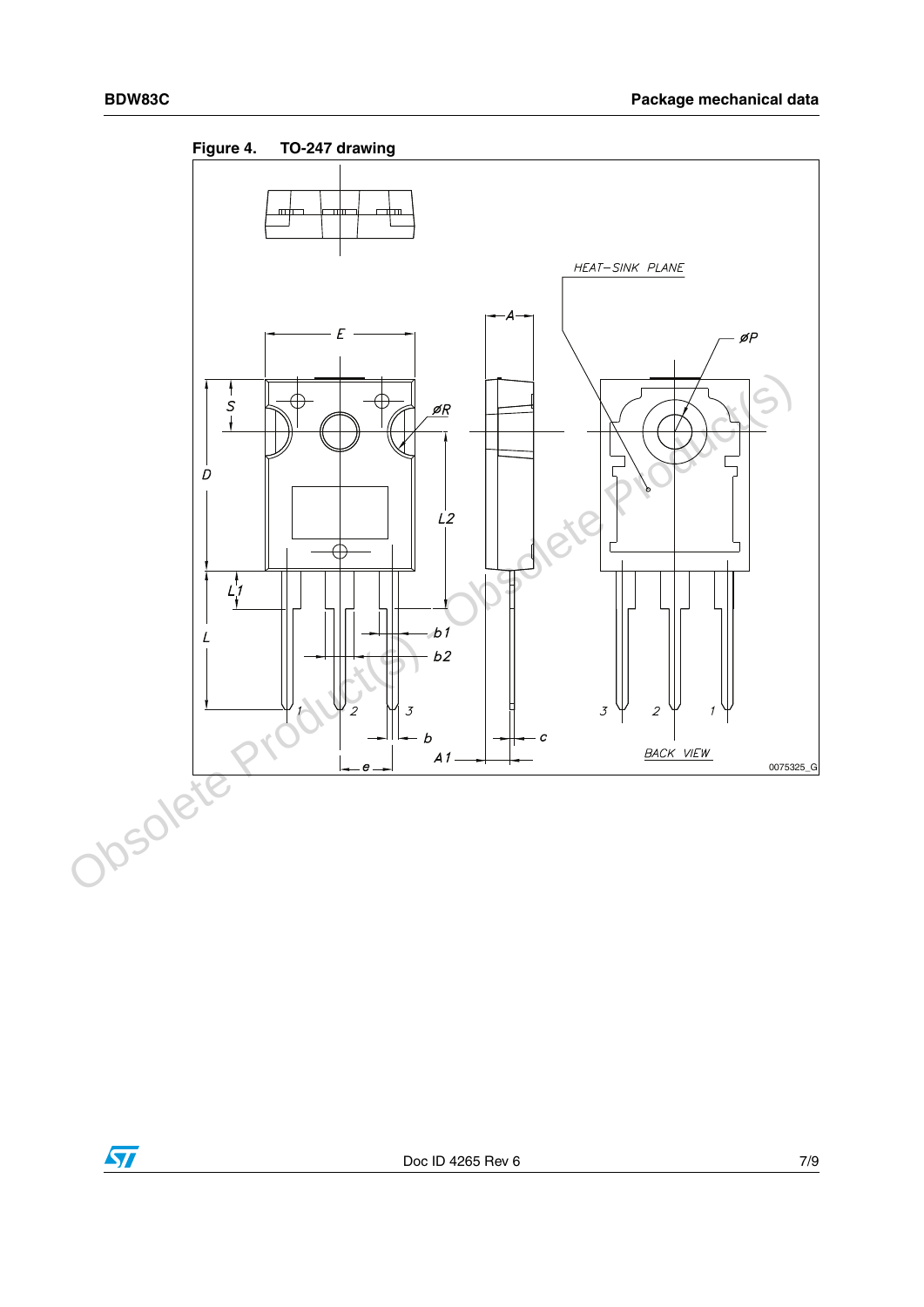**Figure 4. TO-247 drawing**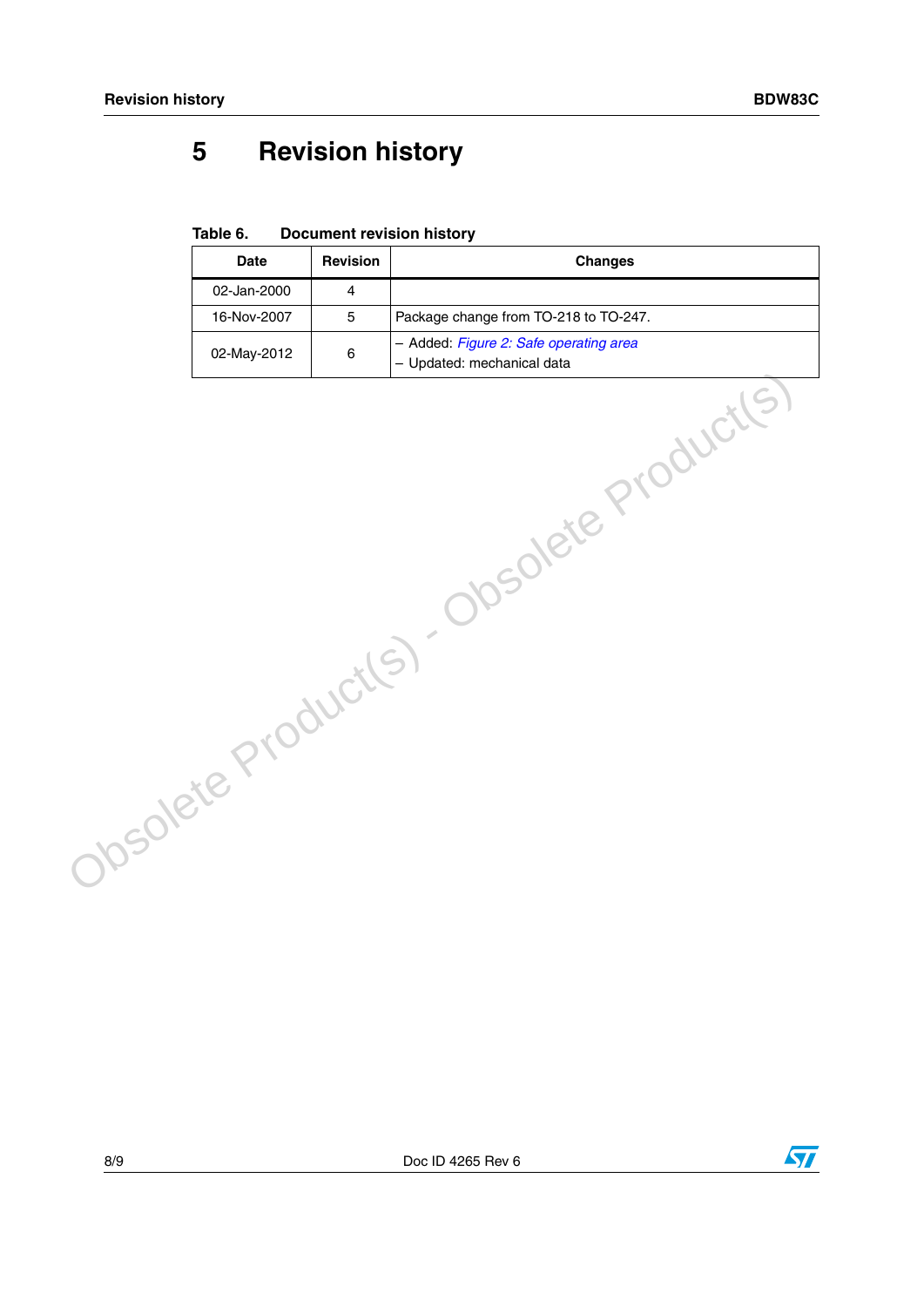# 5 Revision history

Table 6. Document revision history

| Date | Revision | Changes |
|---|---|---|
| 02-Jan-2000 | 4 | |
| 16-Nov-2007 | 5 | Package change from TO-218 to TO-247. |
| 02-May-2012 | 6 | – Added: *Figure 2: Safe operating area*<br>– Updated: mechanical data |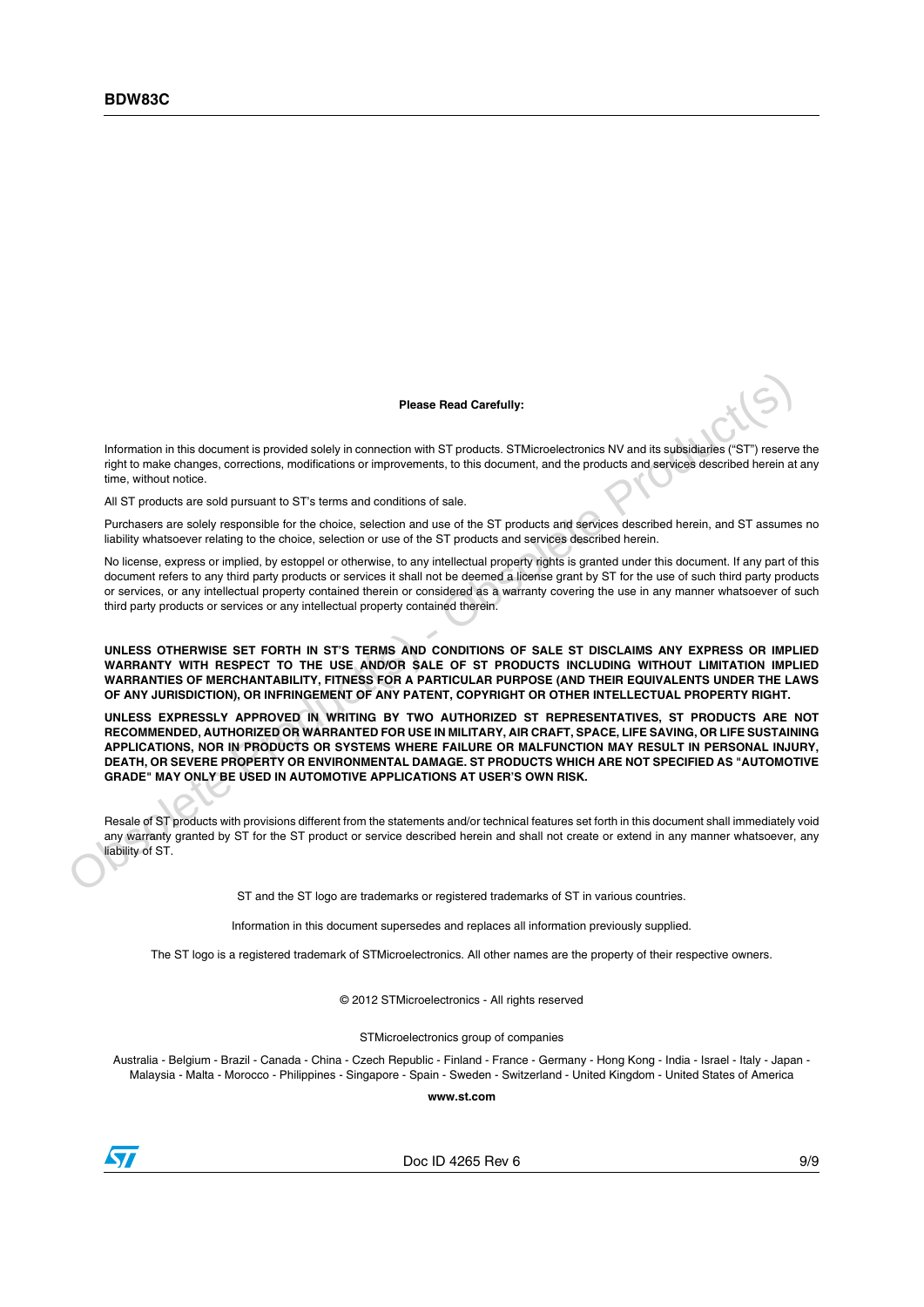**Please Read Carefully:**

Information in this document is provided solely in connection with ST products. STMicroelectronics NV and its subsidiaries (“ST”) reserve the right to make changes, corrections, modifications or improvements, to this document, and the products and services described herein at any time, without notice.

All ST products are sold pursuant to ST’s terms and conditions of sale.

Purchasers are solely responsible for the choice, selection and use of the ST products and services described herein, and ST assumes no liability whatsoever relating to the choice, selection or use of the ST products and services described herein.

No license, express or implied, by estoppel or otherwise, to any intellectual property rights is granted under this document. If any part of this document refers to any third party products or services it shall not be deemed a license grant by ST for the use of such third party products or services, or any intellectual property contained therein or considered as a warranty covering the use in any manner whatsoever of such third party products or services or any intellectual property contained therein.

**UNLESS OTHERWISE SET FORTH IN ST’S TERMS AND CONDITIONS OF SALE ST DISCLAIMS ANY EXPRESS OR IMPLIED WARRANTY WITH RESPECT TO THE USE AND/OR SALE OF ST PRODUCTS INCLUDING WITHOUT LIMITATION IMPLIED WARRANTIES OF MERCHANTABILITY, FITNESS FOR A PARTICULAR PURPOSE (AND THEIR EQUIVALENTS UNDER THE LAWS OF ANY JURISDICTION), OR INFRINGEMENT OF ANY PATENT, COPYRIGHT OR OTHER INTELLECTUAL PROPERTY RIGHT.**

**UNLESS EXPRESSLY APPROVED IN WRITING BY TWO AUTHORIZED ST REPRESENTATIVES, ST PRODUCTS ARE NOT RECOMMENDED, AUTHORIZED OR WARRANTED FOR USE IN MILITARY, AIR CRAFT, SPACE, LIFE SAVING, OR LIFE SUSTAINING APPLICATIONS, NOR IN PRODUCTS OR SYSTEMS WHERE FAILURE OR MALFUNCTION MAY RESULT IN PERSONAL INJURY, DEATH, OR SEVERE PROPERTY OR ENVIRONMENTAL DAMAGE. ST PRODUCTS WHICH ARE NOT SPECIFIED AS "AUTOMOTIVE GRADE" MAY ONLY BE USED IN AUTOMOTIVE APPLICATIONS AT USER’S OWN RISK.**

Resale of ST products with provisions different from the statements and/or technical features set forth in this document shall immediately void any warranty granted by ST for the ST product or service described herein and shall not create or extend in any manner whatsoever, any liability of ST.

ST and the ST logo are trademarks or registered trademarks of ST in various countries.

Information in this document supersedes and replaces all information previously supplied.

The ST logo is a registered trademark of STMicroelectronics. All other names are the property of their respective owners.

© 2012 STMicroelectronics - All rights reserved

STMicroelectronics group of companies

Australia - Belgium - Brazil - Canada - China - Czech Republic - Finland - France - Germany - Hong Kong - India - Israel - Italy - Japan - Malaysia - Malta - Morocco - Philippines - Singapore - Spain - Sweden - Switzerland - United Kingdom - United States of America

**www.st.com**